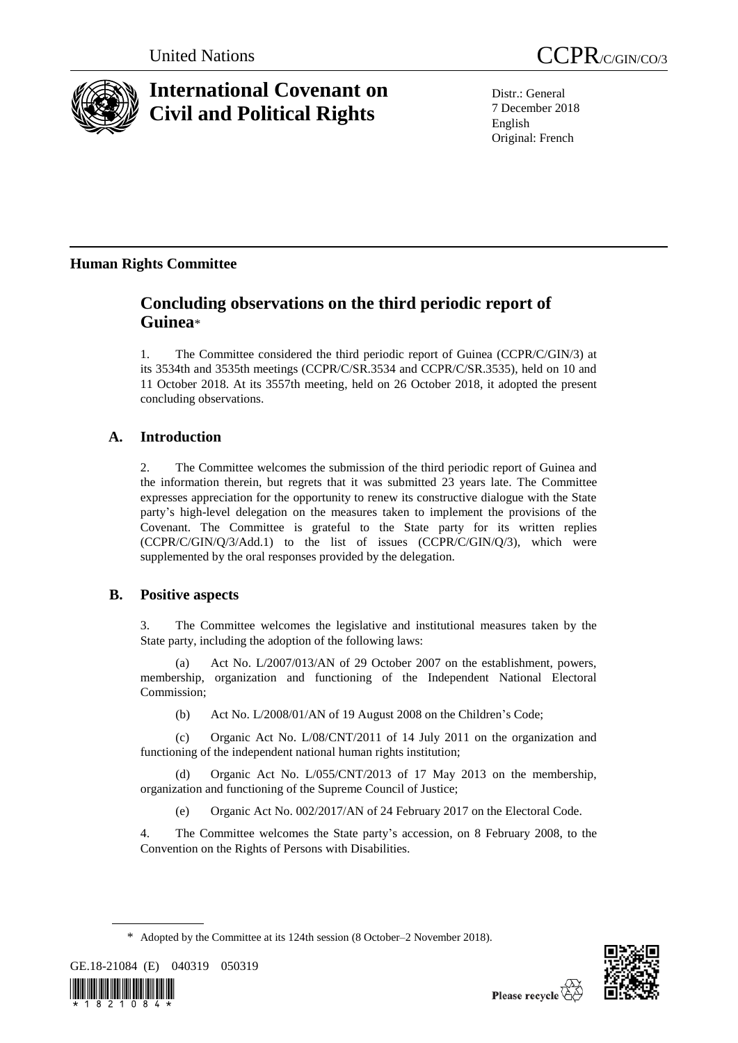United Nations

CCPR/C/GIN/CO/3

# International Covenant on Civil and Political Rights

Distr.: General
7 December 2018
English
Original: French

## Human Rights Committee

# Concluding observations on the third periodic report of Guinea*

1. The Committee considered the third periodic report of Guinea (CCPR/C/GIN/3) at its 3534th and 3535th meetings (CCPR/C/SR.3534 and CCPR/C/SR.3535), held on 10 and 11 October 2018. At its 3557th meeting, held on 26 October 2018, it adopted the present concluding observations.

## A. Introduction

2. The Committee welcomes the submission of the third periodic report of Guinea and the information therein, but regrets that it was submitted 23 years late. The Committee expresses appreciation for the opportunity to renew its constructive dialogue with the State party's high-level delegation on the measures taken to implement the provisions of the Covenant. The Committee is grateful to the State party for its written replies (CCPR/C/GIN/Q/3/Add.1) to the list of issues (CCPR/C/GIN/Q/3), which were supplemented by the oral responses provided by the delegation.

## B. Positive aspects

3. The Committee welcomes the legislative and institutional measures taken by the State party, including the adoption of the following laws:

(a) Act No. L/2007/013/AN of 29 October 2007 on the establishment, powers, membership, organization and functioning of the Independent National Electoral Commission;

(b) Act No. L/2008/01/AN of 19 August 2008 on the Children's Code;

(c) Organic Act No. L/08/CNT/2011 of 14 July 2011 on the organization and functioning of the independent national human rights institution;

(d) Organic Act No. L/055/CNT/2013 of 17 May 2013 on the membership, organization and functioning of the Supreme Council of Justice;

(e) Organic Act No. 002/2017/AN of 24 February 2017 on the Electoral Code.

4. The Committee welcomes the State party's accession, on 8 February 2008, to the Convention on the Rights of Persons with Disabilities.

\* Adopted by the Committee at its 124th session (8 October–2 November 2018).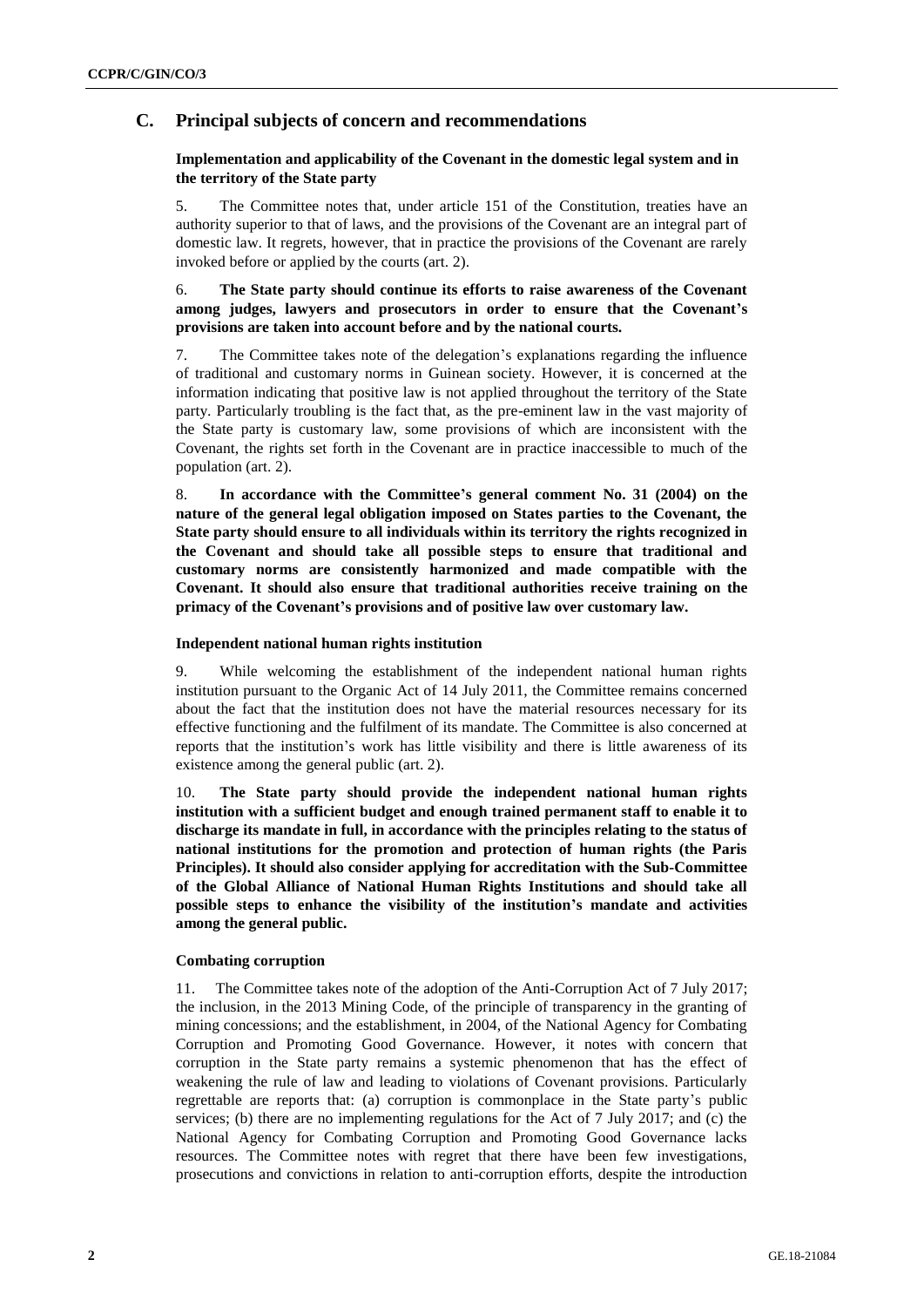## C. Principal subjects of concern and recommendations

### Implementation and applicability of the Covenant in the domestic legal system and in the territory of the State party

5. The Committee notes that, under article 151 of the Constitution, treaties have an authority superior to that of laws, and the provisions of the Covenant are an integral part of domestic law. It regrets, however, that in practice the provisions of the Covenant are rarely invoked before or applied by the courts (art. 2).

6. **The State party should continue its efforts to raise awareness of the Covenant among judges, lawyers and prosecutors in order to ensure that the Covenant's provisions are taken into account before and by the national courts.**

7. The Committee takes note of the delegation's explanations regarding the influence of traditional and customary norms in Guinean society. However, it is concerned at the information indicating that positive law is not applied throughout the territory of the State party. Particularly troubling is the fact that, as the pre-eminent law in the vast majority of the State party is customary law, some provisions of which are inconsistent with the Covenant, the rights set forth in the Covenant are in practice inaccessible to much of the population (art. 2).

8. **In accordance with the Committee's general comment No. 31 (2004) on the nature of the general legal obligation imposed on States parties to the Covenant, the State party should ensure to all individuals within its territory the rights recognized in the Covenant and should take all possible steps to ensure that traditional and customary norms are consistently harmonized and made compatible with the Covenant. It should also ensure that traditional authorities receive training on the primacy of the Covenant's provisions and of positive law over customary law.**

### Independent national human rights institution

9. While welcoming the establishment of the independent national human rights institution pursuant to the Organic Act of 14 July 2011, the Committee remains concerned about the fact that the institution does not have the material resources necessary for its effective functioning and the fulfilment of its mandate. The Committee is also concerned at reports that the institution's work has little visibility and there is little awareness of its existence among the general public (art. 2).

10. **The State party should provide the independent national human rights institution with a sufficient budget and enough trained permanent staff to enable it to discharge its mandate in full, in accordance with the principles relating to the status of national institutions for the promotion and protection of human rights (the Paris Principles). It should also consider applying for accreditation with the Sub-Committee of the Global Alliance of National Human Rights Institutions and should take all possible steps to enhance the visibility of the institution's mandate and activities among the general public.**

### Combating corruption

11. The Committee takes note of the adoption of the Anti-Corruption Act of 7 July 2017; the inclusion, in the 2013 Mining Code, of the principle of transparency in the granting of mining concessions; and the establishment, in 2004, of the National Agency for Combating Corruption and Promoting Good Governance. However, it notes with concern that corruption in the State party remains a systemic phenomenon that has the effect of weakening the rule of law and leading to violations of Covenant provisions. Particularly regrettable are reports that: (a) corruption is commonplace in the State party's public services; (b) there are no implementing regulations for the Act of 7 July 2017; and (c) the National Agency for Combating Corruption and Promoting Good Governance lacks resources. The Committee notes with regret that there have been few investigations, prosecutions and convictions in relation to anti-corruption efforts, despite the introduction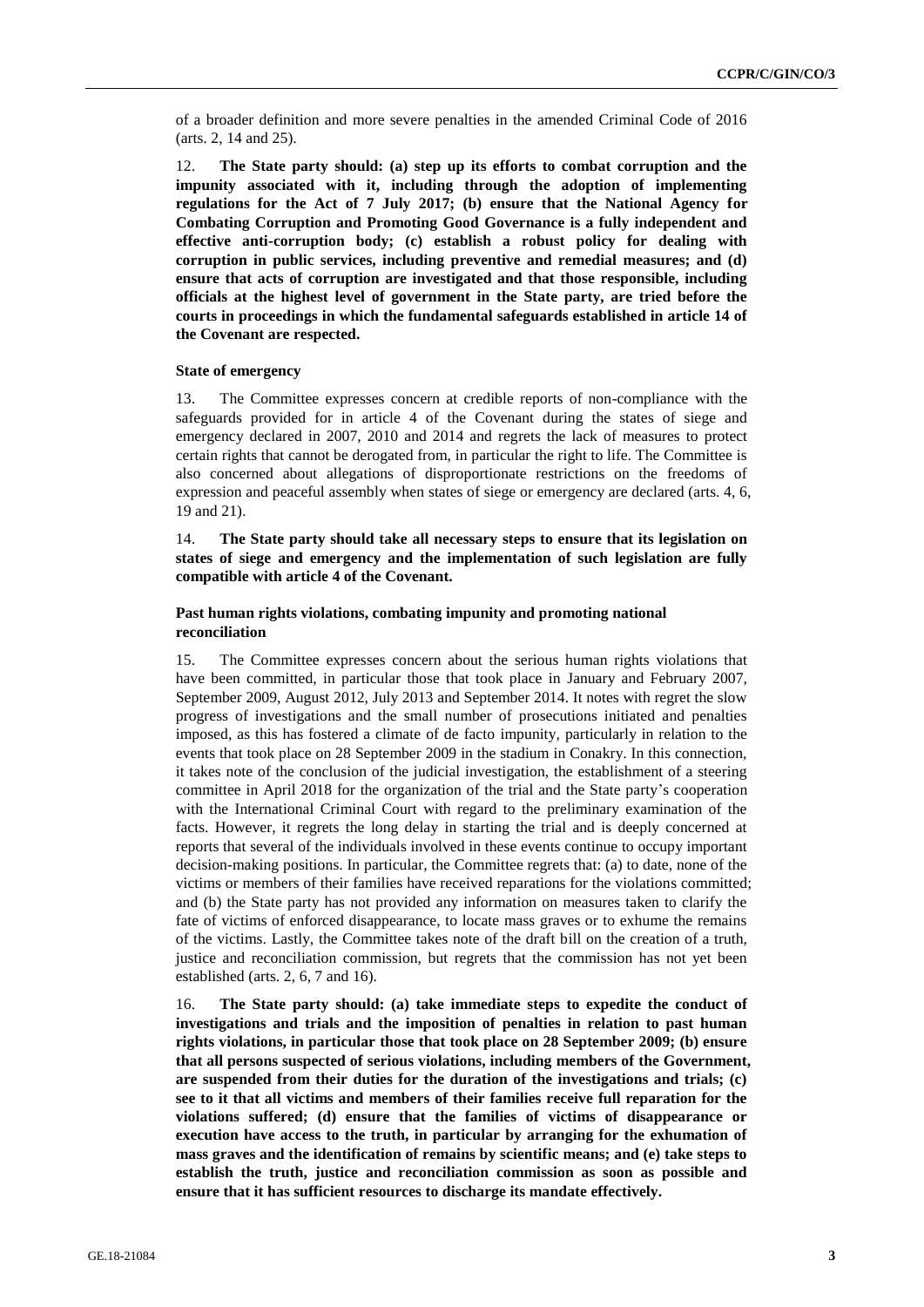of a broader definition and more severe penalties in the amended Criminal Code of 2016 (arts. 2, 14 and 25).

12. **The State party should: (a) step up its efforts to combat corruption and the impunity associated with it, including through the adoption of implementing regulations for the Act of 7 July 2017; (b) ensure that the National Agency for Combating Corruption and Promoting Good Governance is a fully independent and effective anti-corruption body; (c) establish a robust policy for dealing with corruption in public services, including preventive and remedial measures; and (d) ensure that acts of corruption are investigated and that those responsible, including officials at the highest level of government in the State party, are tried before the courts in proceedings in which the fundamental safeguards established in article 14 of the Covenant are respected.**

### State of emergency

13. The Committee expresses concern at credible reports of non-compliance with the safeguards provided for in article 4 of the Covenant during the states of siege and emergency declared in 2007, 2010 and 2014 and regrets the lack of measures to protect certain rights that cannot be derogated from, in particular the right to life. The Committee is also concerned about allegations of disproportionate restrictions on the freedoms of expression and peaceful assembly when states of siege or emergency are declared (arts. 4, 6, 19 and 21).

14. **The State party should take all necessary steps to ensure that its legislation on states of siege and emergency and the implementation of such legislation are fully compatible with article 4 of the Covenant.**

### Past human rights violations, combating impunity and promoting national reconciliation

15. The Committee expresses concern about the serious human rights violations that have been committed, in particular those that took place in January and February 2007, September 2009, August 2012, July 2013 and September 2014. It notes with regret the slow progress of investigations and the small number of prosecutions initiated and penalties imposed, as this has fostered a climate of de facto impunity, particularly in relation to the events that took place on 28 September 2009 in the stadium in Conakry. In this connection, it takes note of the conclusion of the judicial investigation, the establishment of a steering committee in April 2018 for the organization of the trial and the State party's cooperation with the International Criminal Court with regard to the preliminary examination of the facts. However, it regrets the long delay in starting the trial and is deeply concerned at reports that several of the individuals involved in these events continue to occupy important decision-making positions. In particular, the Committee regrets that: (a) to date, none of the victims or members of their families have received reparations for the violations committed; and (b) the State party has not provided any information on measures taken to clarify the fate of victims of enforced disappearance, to locate mass graves or to exhume the remains of the victims. Lastly, the Committee takes note of the draft bill on the creation of a truth, justice and reconciliation commission, but regrets that the commission has not yet been established (arts. 2, 6, 7 and 16).

16. **The State party should: (a) take immediate steps to expedite the conduct of investigations and trials and the imposition of penalties in relation to past human rights violations, in particular those that took place on 28 September 2009; (b) ensure that all persons suspected of serious violations, including members of the Government, are suspended from their duties for the duration of the investigations and trials; (c) see to it that all victims and members of their families receive full reparation for the violations suffered; (d) ensure that the families of victims of disappearance or execution have access to the truth, in particular by arranging for the exhumation of mass graves and the identification of remains by scientific means; and (e) take steps to establish the truth, justice and reconciliation commission as soon as possible and ensure that it has sufficient resources to discharge its mandate effectively.**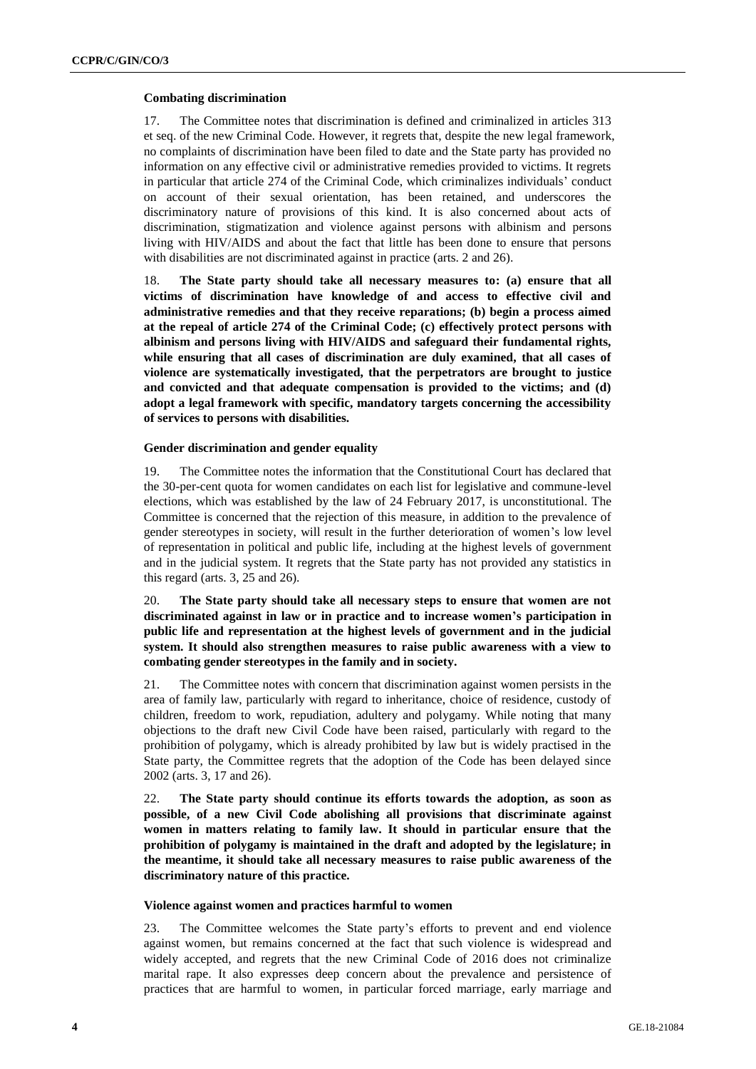### Combating discrimination

17. The Committee notes that discrimination is defined and criminalized in articles 313 et seq. of the new Criminal Code. However, it regrets that, despite the new legal framework, no complaints of discrimination have been filed to date and the State party has provided no information on any effective civil or administrative remedies provided to victims. It regrets in particular that article 274 of the Criminal Code, which criminalizes individuals' conduct on account of their sexual orientation, has been retained, and underscores the discriminatory nature of provisions of this kind. It is also concerned about acts of discrimination, stigmatization and violence against persons with albinism and persons living with HIV/AIDS and about the fact that little has been done to ensure that persons with disabilities are not discriminated against in practice (arts. 2 and 26).

18. **The State party should take all necessary measures to: (a) ensure that all victims of discrimination have knowledge of and access to effective civil and administrative remedies and that they receive reparations; (b) begin a process aimed at the repeal of article 274 of the Criminal Code; (c) effectively protect persons with albinism and persons living with HIV/AIDS and safeguard their fundamental rights, while ensuring that all cases of discrimination are duly examined, that all cases of violence are systematically investigated, that the perpetrators are brought to justice and convicted and that adequate compensation is provided to the victims; and (d) adopt a legal framework with specific, mandatory targets concerning the accessibility of services to persons with disabilities.**

### Gender discrimination and gender equality

19. The Committee notes the information that the Constitutional Court has declared that the 30-per-cent quota for women candidates on each list for legislative and commune-level elections, which was established by the law of 24 February 2017, is unconstitutional. The Committee is concerned that the rejection of this measure, in addition to the prevalence of gender stereotypes in society, will result in the further deterioration of women's low level of representation in political and public life, including at the highest levels of government and in the judicial system. It regrets that the State party has not provided any statistics in this regard (arts. 3, 25 and 26).

20. **The State party should take all necessary steps to ensure that women are not discriminated against in law or in practice and to increase women's participation in public life and representation at the highest levels of government and in the judicial system. It should also strengthen measures to raise public awareness with a view to combating gender stereotypes in the family and in society.**

21. The Committee notes with concern that discrimination against women persists in the area of family law, particularly with regard to inheritance, choice of residence, custody of children, freedom to work, repudiation, adultery and polygamy. While noting that many objections to the draft new Civil Code have been raised, particularly with regard to the prohibition of polygamy, which is already prohibited by law but is widely practised in the State party, the Committee regrets that the adoption of the Code has been delayed since 2002 (arts. 3, 17 and 26).

22. **The State party should continue its efforts towards the adoption, as soon as possible, of a new Civil Code abolishing all provisions that discriminate against women in matters relating to family law. It should in particular ensure that the prohibition of polygamy is maintained in the draft and adopted by the legislature; in the meantime, it should take all necessary measures to raise public awareness of the discriminatory nature of this practice.**

### Violence against women and practices harmful to women

23. The Committee welcomes the State party's efforts to prevent and end violence against women, but remains concerned at the fact that such violence is widespread and widely accepted, and regrets that the new Criminal Code of 2016 does not criminalize marital rape. It also expresses deep concern about the prevalence and persistence of practices that are harmful to women, in particular forced marriage, early marriage and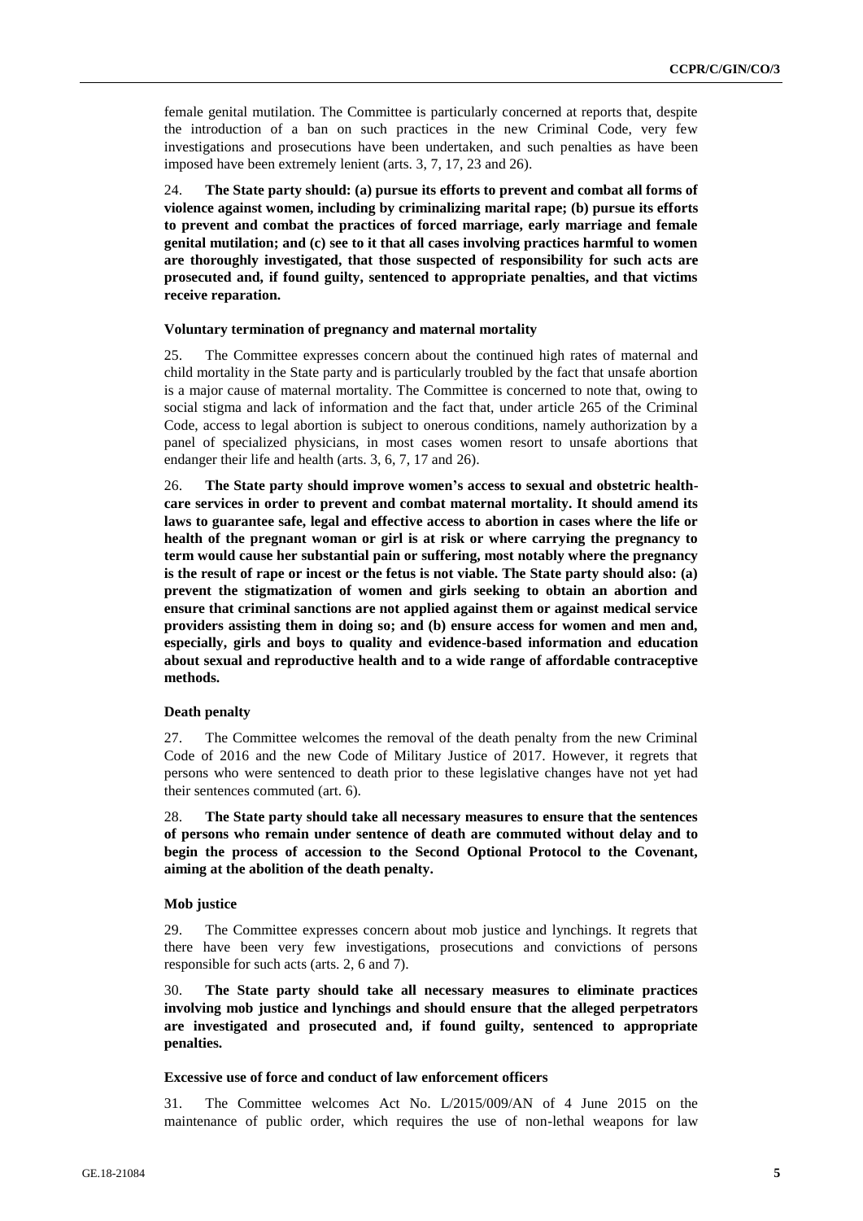female genital mutilation. The Committee is particularly concerned at reports that, despite the introduction of a ban on such practices in the new Criminal Code, very few investigations and prosecutions have been undertaken, and such penalties as have been imposed have been extremely lenient (arts. 3, 7, 17, 23 and 26).

24. **The State party should: (a) pursue its efforts to prevent and combat all forms of violence against women, including by criminalizing marital rape; (b) pursue its efforts to prevent and combat the practices of forced marriage, early marriage and female genital mutilation; and (c) see to it that all cases involving practices harmful to women are thoroughly investigated, that those suspected of responsibility for such acts are prosecuted and, if found guilty, sentenced to appropriate penalties, and that victims receive reparation.**

### Voluntary termination of pregnancy and maternal mortality

25. The Committee expresses concern about the continued high rates of maternal and child mortality in the State party and is particularly troubled by the fact that unsafe abortion is a major cause of maternal mortality. The Committee is concerned to note that, owing to social stigma and lack of information and the fact that, under article 265 of the Criminal Code, access to legal abortion is subject to onerous conditions, namely authorization by a panel of specialized physicians, in most cases women resort to unsafe abortions that endanger their life and health (arts. 3, 6, 7, 17 and 26).

26. **The State party should improve women's access to sexual and obstetric health-care services in order to prevent and combat maternal mortality. It should amend its laws to guarantee safe, legal and effective access to abortion in cases where the life or health of the pregnant woman or girl is at risk or where carrying the pregnancy to term would cause her substantial pain or suffering, most notably where the pregnancy is the result of rape or incest or the fetus is not viable. The State party should also: (a) prevent the stigmatization of women and girls seeking to obtain an abortion and ensure that criminal sanctions are not applied against them or against medical service providers assisting them in doing so; and (b) ensure access for women and men and, especially, girls and boys to quality and evidence-based information and education about sexual and reproductive health and to a wide range of affordable contraceptive methods.**

### Death penalty

27. The Committee welcomes the removal of the death penalty from the new Criminal Code of 2016 and the new Code of Military Justice of 2017. However, it regrets that persons who were sentenced to death prior to these legislative changes have not yet had their sentences commuted (art. 6).

28. **The State party should take all necessary measures to ensure that the sentences of persons who remain under sentence of death are commuted without delay and to begin the process of accession to the Second Optional Protocol to the Covenant, aiming at the abolition of the death penalty.**

### Mob justice

29. The Committee expresses concern about mob justice and lynchings. It regrets that there have been very few investigations, prosecutions and convictions of persons responsible for such acts (arts. 2, 6 and 7).

30. **The State party should take all necessary measures to eliminate practices involving mob justice and lynchings and should ensure that the alleged perpetrators are investigated and prosecuted and, if found guilty, sentenced to appropriate penalties.**

### Excessive use of force and conduct of law enforcement officers

31. The Committee welcomes Act No. L/2015/009/AN of 4 June 2015 on the maintenance of public order, which requires the use of non-lethal weapons for law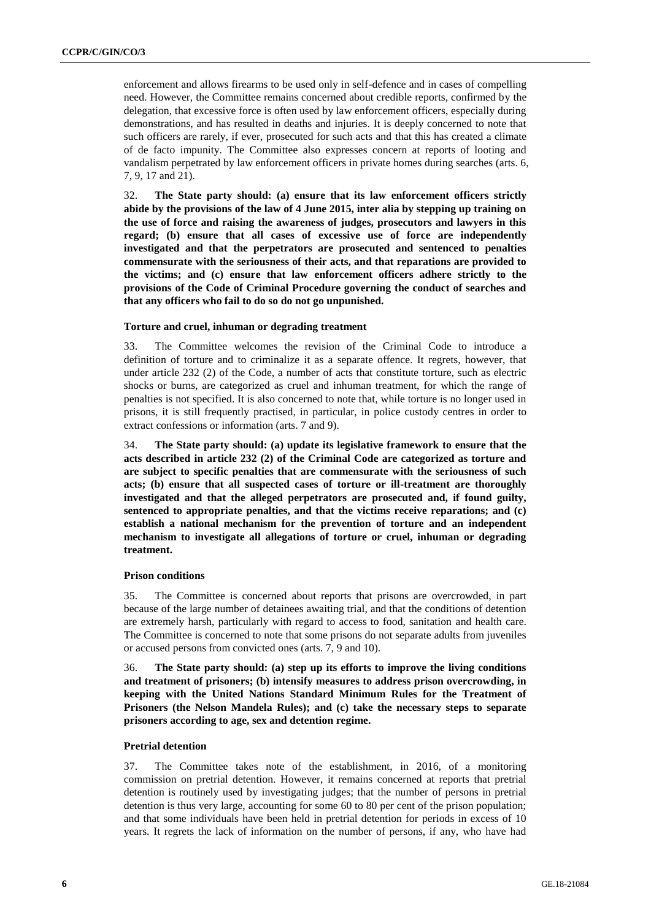enforcement and allows firearms to be used only in self-defence and in cases of compelling need. However, the Committee remains concerned about credible reports, confirmed by the delegation, that excessive force is often used by law enforcement officers, especially during demonstrations, and has resulted in deaths and injuries. It is deeply concerned to note that such officers are rarely, if ever, prosecuted for such acts and that this has created a climate of de facto impunity. The Committee also expresses concern at reports of looting and vandalism perpetrated by law enforcement officers in private homes during searches (arts. 6, 7, 9, 17 and 21).

32. **The State party should: (a) ensure that its law enforcement officers strictly abide by the provisions of the law of 4 June 2015, inter alia by stepping up training on the use of force and raising the awareness of judges, prosecutors and lawyers in this regard; (b) ensure that all cases of excessive use of force are independently investigated and that the perpetrators are prosecuted and sentenced to penalties commensurate with the seriousness of their acts, and that reparations are provided to the victims; and (c) ensure that law enforcement officers adhere strictly to the provisions of the Code of Criminal Procedure governing the conduct of searches and that any officers who fail to do so do not go unpunished.**

### Torture and cruel, inhuman or degrading treatment

33. The Committee welcomes the revision of the Criminal Code to introduce a definition of torture and to criminalize it as a separate offence. It regrets, however, that under article 232 (2) of the Code, a number of acts that constitute torture, such as electric shocks or burns, are categorized as cruel and inhuman treatment, for which the range of penalties is not specified. It is also concerned to note that, while torture is no longer used in prisons, it is still frequently practised, in particular, in police custody centres in order to extract confessions or information (arts. 7 and 9).

34. **The State party should: (a) update its legislative framework to ensure that the acts described in article 232 (2) of the Criminal Code are categorized as torture and are subject to specific penalties that are commensurate with the seriousness of such acts; (b) ensure that all suspected cases of torture or ill-treatment are thoroughly investigated and that the alleged perpetrators are prosecuted and, if found guilty, sentenced to appropriate penalties, and that the victims receive reparations; and (c) establish a national mechanism for the prevention of torture and an independent mechanism to investigate all allegations of torture or cruel, inhuman or degrading treatment.**

### Prison conditions

35. The Committee is concerned about reports that prisons are overcrowded, in part because of the large number of detainees awaiting trial, and that the conditions of detention are extremely harsh, particularly with regard to access to food, sanitation and health care. The Committee is concerned to note that some prisons do not separate adults from juveniles or accused persons from convicted ones (arts. 7, 9 and 10).

36. **The State party should: (a) step up its efforts to improve the living conditions and treatment of prisoners; (b) intensify measures to address prison overcrowding, in keeping with the United Nations Standard Minimum Rules for the Treatment of Prisoners (the Nelson Mandela Rules); and (c) take the necessary steps to separate prisoners according to age, sex and detention regime.**

### Pretrial detention

37. The Committee takes note of the establishment, in 2016, of a monitoring commission on pretrial detention. However, it remains concerned at reports that pretrial detention is routinely used by investigating judges; that the number of persons in pretrial detention is thus very large, accounting for some 60 to 80 per cent of the prison population; and that some individuals have been held in pretrial detention for periods in excess of 10 years. It regrets the lack of information on the number of persons, if any, who have had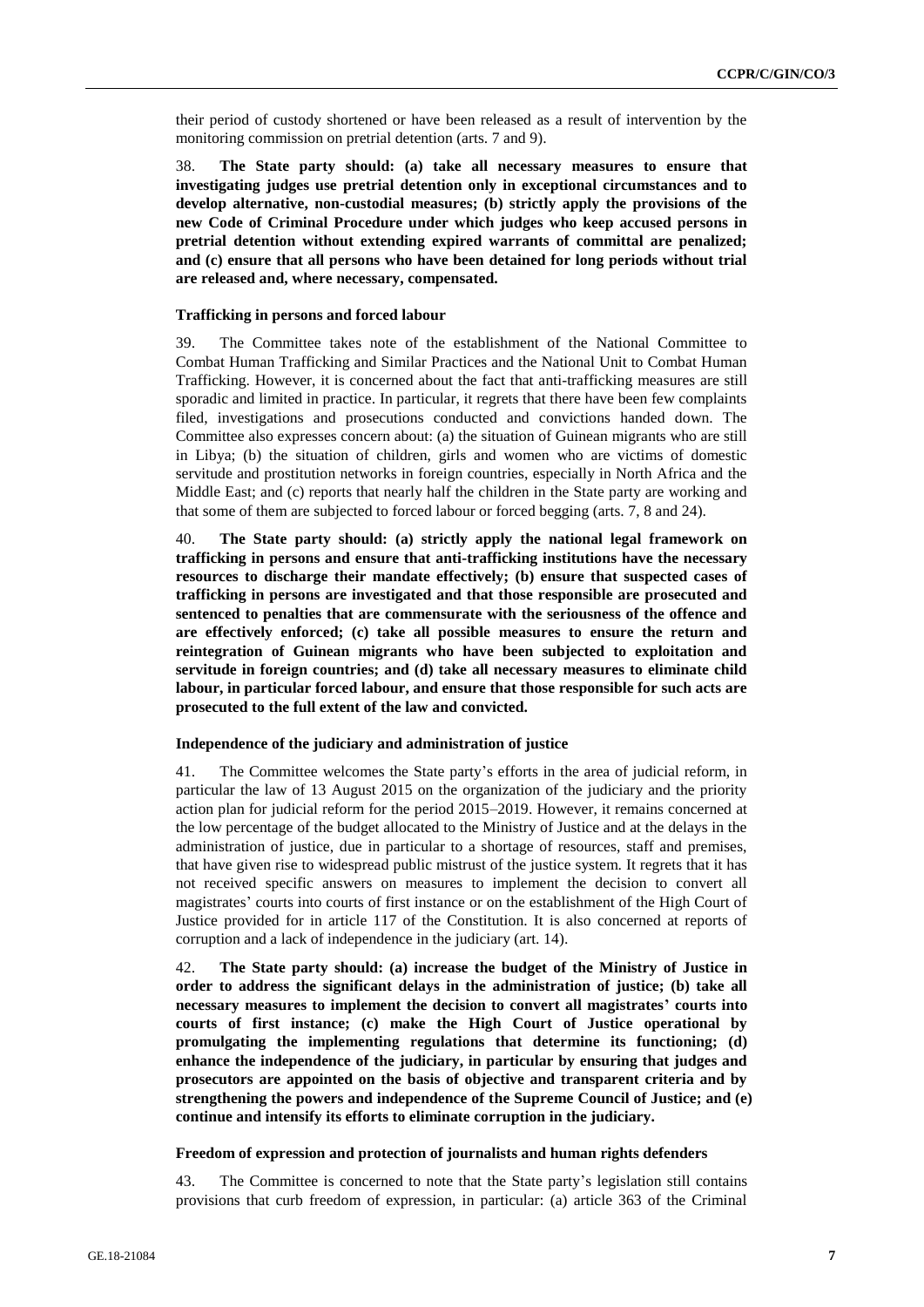their period of custody shortened or have been released as a result of intervention by the monitoring commission on pretrial detention (arts. 7 and 9).

38. **The State party should: (a) take all necessary measures to ensure that investigating judges use pretrial detention only in exceptional circumstances and to develop alternative, non-custodial measures; (b) strictly apply the provisions of the new Code of Criminal Procedure under which judges who keep accused persons in pretrial detention without extending expired warrants of committal are penalized; and (c) ensure that all persons who have been detained for long periods without trial are released and, where necessary, compensated.**

### Trafficking in persons and forced labour

39. The Committee takes note of the establishment of the National Committee to Combat Human Trafficking and Similar Practices and the National Unit to Combat Human Trafficking. However, it is concerned about the fact that anti-trafficking measures are still sporadic and limited in practice. In particular, it regrets that there have been few complaints filed, investigations and prosecutions conducted and convictions handed down. The Committee also expresses concern about: (a) the situation of Guinean migrants who are still in Libya; (b) the situation of children, girls and women who are victims of domestic servitude and prostitution networks in foreign countries, especially in North Africa and the Middle East; and (c) reports that nearly half the children in the State party are working and that some of them are subjected to forced labour or forced begging (arts. 7, 8 and 24).

40. **The State party should: (a) strictly apply the national legal framework on trafficking in persons and ensure that anti-trafficking institutions have the necessary resources to discharge their mandate effectively; (b) ensure that suspected cases of trafficking in persons are investigated and that those responsible are prosecuted and sentenced to penalties that are commensurate with the seriousness of the offence and are effectively enforced; (c) take all possible measures to ensure the return and reintegration of Guinean migrants who have been subjected to exploitation and servitude in foreign countries; and (d) take all necessary measures to eliminate child labour, in particular forced labour, and ensure that those responsible for such acts are prosecuted to the full extent of the law and convicted.**

### Independence of the judiciary and administration of justice

41. The Committee welcomes the State party's efforts in the area of judicial reform, in particular the law of 13 August 2015 on the organization of the judiciary and the priority action plan for judicial reform for the period 2015–2019. However, it remains concerned at the low percentage of the budget allocated to the Ministry of Justice and at the delays in the administration of justice, due in particular to a shortage of resources, staff and premises, that have given rise to widespread public mistrust of the justice system. It regrets that it has not received specific answers on measures to implement the decision to convert all magistrates' courts into courts of first instance or on the establishment of the High Court of Justice provided for in article 117 of the Constitution. It is also concerned at reports of corruption and a lack of independence in the judiciary (art. 14).

42. **The State party should: (a) increase the budget of the Ministry of Justice in order to address the significant delays in the administration of justice; (b) take all necessary measures to implement the decision to convert all magistrates' courts into courts of first instance; (c) make the High Court of Justice operational by promulgating the implementing regulations that determine its functioning; (d) enhance the independence of the judiciary, in particular by ensuring that judges and prosecutors are appointed on the basis of objective and transparent criteria and by strengthening the powers and independence of the Supreme Council of Justice; and (e) continue and intensify its efforts to eliminate corruption in the judiciary.**

### Freedom of expression and protection of journalists and human rights defenders

43. The Committee is concerned to note that the State party's legislation still contains provisions that curb freedom of expression, in particular: (a) article 363 of the Criminal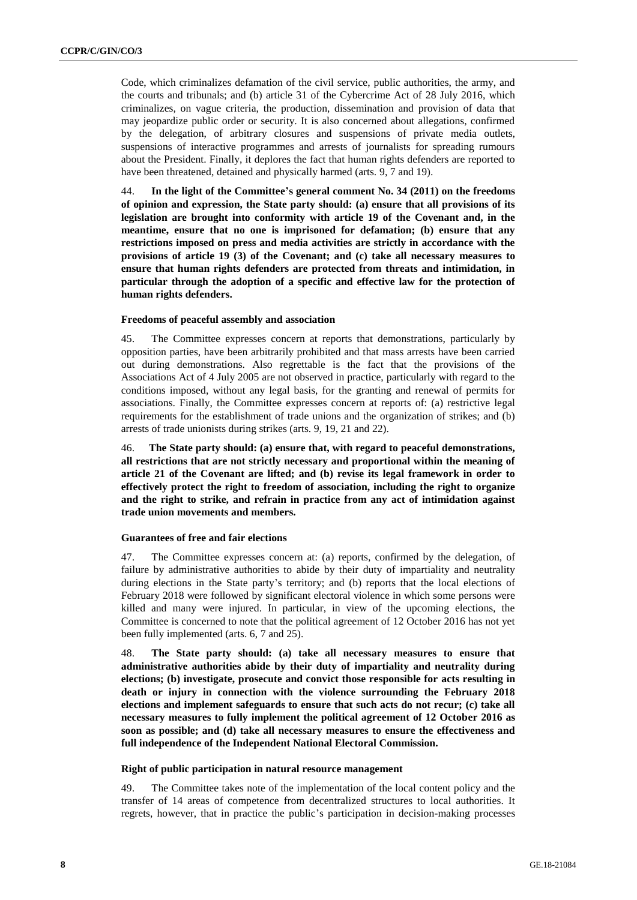Code, which criminalizes defamation of the civil service, public authorities, the army, and the courts and tribunals; and (b) article 31 of the Cybercrime Act of 28 July 2016, which criminalizes, on vague criteria, the production, dissemination and provision of data that may jeopardize public order or security. It is also concerned about allegations, confirmed by the delegation, of arbitrary closures and suspensions of private media outlets, suspensions of interactive programmes and arrests of journalists for spreading rumours about the President. Finally, it deplores the fact that human rights defenders are reported to have been threatened, detained and physically harmed (arts. 9, 7 and 19).

44. **In the light of the Committee's general comment No. 34 (2011) on the freedoms of opinion and expression, the State party should: (a) ensure that all provisions of its legislation are brought into conformity with article 19 of the Covenant and, in the meantime, ensure that no one is imprisoned for defamation; (b) ensure that any restrictions imposed on press and media activities are strictly in accordance with the provisions of article 19 (3) of the Covenant; and (c) take all necessary measures to ensure that human rights defenders are protected from threats and intimidation, in particular through the adoption of a specific and effective law for the protection of human rights defenders.**

### Freedoms of peaceful assembly and association

45. The Committee expresses concern at reports that demonstrations, particularly by opposition parties, have been arbitrarily prohibited and that mass arrests have been carried out during demonstrations. Also regrettable is the fact that the provisions of the Associations Act of 4 July 2005 are not observed in practice, particularly with regard to the conditions imposed, without any legal basis, for the granting and renewal of permits for associations. Finally, the Committee expresses concern at reports of: (a) restrictive legal requirements for the establishment of trade unions and the organization of strikes; and (b) arrests of trade unionists during strikes (arts. 9, 19, 21 and 22).

46. **The State party should: (a) ensure that, with regard to peaceful demonstrations, all restrictions that are not strictly necessary and proportional within the meaning of article 21 of the Covenant are lifted; and (b) revise its legal framework in order to effectively protect the right to freedom of association, including the right to organize and the right to strike, and refrain in practice from any act of intimidation against trade union movements and members.**

### Guarantees of free and fair elections

47. The Committee expresses concern at: (a) reports, confirmed by the delegation, of failure by administrative authorities to abide by their duty of impartiality and neutrality during elections in the State party's territory; and (b) reports that the local elections of February 2018 were followed by significant electoral violence in which some persons were killed and many were injured. In particular, in view of the upcoming elections, the Committee is concerned to note that the political agreement of 12 October 2016 has not yet been fully implemented (arts. 6, 7 and 25).

48. **The State party should: (a) take all necessary measures to ensure that administrative authorities abide by their duty of impartiality and neutrality during elections; (b) investigate, prosecute and convict those responsible for acts resulting in death or injury in connection with the violence surrounding the February 2018 elections and implement safeguards to ensure that such acts do not recur; (c) take all necessary measures to fully implement the political agreement of 12 October 2016 as soon as possible; and (d) take all necessary measures to ensure the effectiveness and full independence of the Independent National Electoral Commission.**

### Right of public participation in natural resource management

49. The Committee takes note of the implementation of the local content policy and the transfer of 14 areas of competence from decentralized structures to local authorities. It regrets, however, that in practice the public's participation in decision-making processes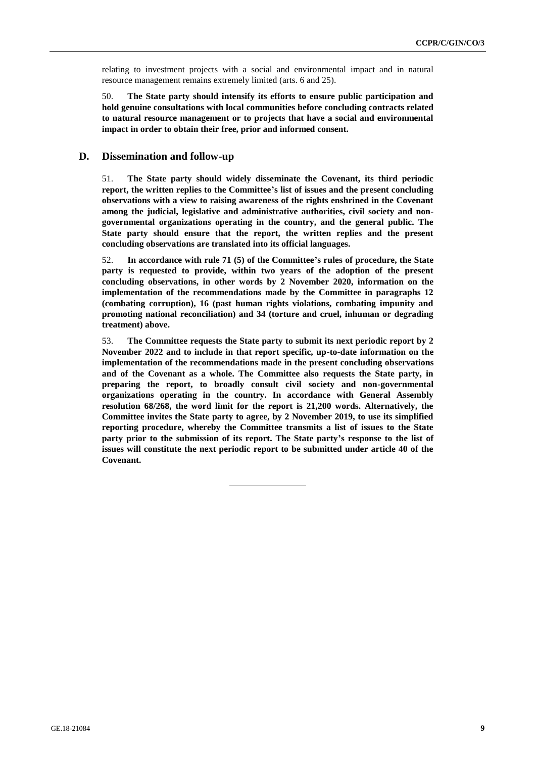relating to investment projects with a social and environmental impact and in natural resource management remains extremely limited (arts. 6 and 25).

50. **The State party should intensify its efforts to ensure public participation and hold genuine consultations with local communities before concluding contracts related to natural resource management or to projects that have a social and environmental impact in order to obtain their free, prior and informed consent.**

## D. Dissemination and follow-up

51. **The State party should widely disseminate the Covenant, its third periodic report, the written replies to the Committee's list of issues and the present concluding observations with a view to raising awareness of the rights enshrined in the Covenant among the judicial, legislative and administrative authorities, civil society and non-governmental organizations operating in the country, and the general public. The State party should ensure that the report, the written replies and the present concluding observations are translated into its official languages.**

52. **In accordance with rule 71 (5) of the Committee's rules of procedure, the State party is requested to provide, within two years of the adoption of the present concluding observations, in other words by 2 November 2020, information on the implementation of the recommendations made by the Committee in paragraphs 12 (combating corruption), 16 (past human rights violations, combating impunity and promoting national reconciliation) and 34 (torture and cruel, inhuman or degrading treatment) above.**

53. **The Committee requests the State party to submit its next periodic report by 2 November 2022 and to include in that report specific, up-to-date information on the implementation of the recommendations made in the present concluding observations and of the Covenant as a whole. The Committee also requests the State party, in preparing the report, to broadly consult civil society and non-governmental organizations operating in the country. In accordance with General Assembly resolution 68/268, the word limit for the report is 21,200 words. Alternatively, the Committee invites the State party to agree, by 2 November 2019, to use its simplified reporting procedure, whereby the Committee transmits a list of issues to the State party prior to the submission of its report. The State party's response to the list of issues will constitute the next periodic report to be submitted under article 40 of the Covenant.**